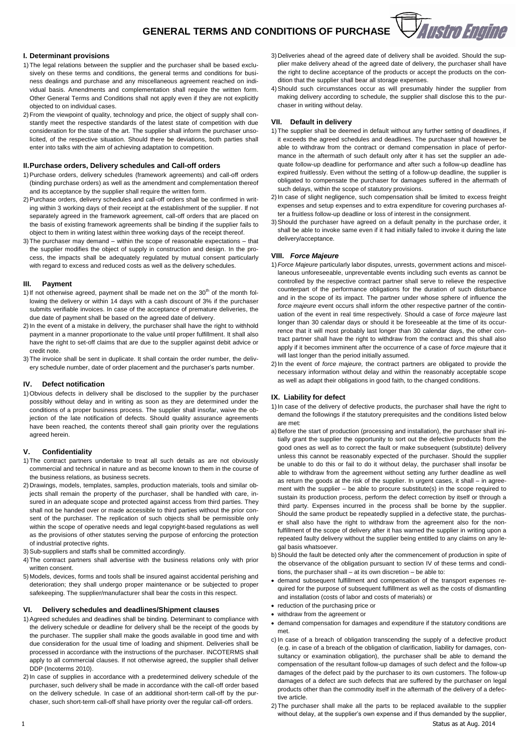# GENERAL TERMS AND CONDITIONS OF PURCHASE

## I. Determinant provisions

1) The legal relations between the supplier and the purchaser shall be based exclusively on these terms and conditions, the general terms and conditions for business dealings and purchase and any miscellaneous agreement reached on individual basis. Amendments and complementation shall require the written form. Other General Terms and Conditions shall not apply even if they are not explicitly objected to on individual cases.
2) From the viewpoint of quality, technology and price, the object of supply shall constantly meet the respective standards of the latest state of competition with due consideration for the state of the art. The supplier shall inform the purchaser unsolicited, of the respective situation. Should there be deviations, both parties shall enter into talks with the aim of achieving adaptation to competition.

## II. Purchase orders, Delivery schedules and Call-off orders

1) Purchase orders, delivery schedules (framework agreements) and call-off orders (binding purchase orders) as well as the amendment and complementation thereof and its acceptance by the supplier shall require the written form.
2) Purchase orders, delivery schedules and call-off orders shall be confirmed in writing within 3 working days of their receipt at the establishment of the supplier. If not separately agreed in the framework agreement, call-off orders that are placed on the basis of existing framework agreements shall be binding if the supplier fails to object to them in writing latest within three working days of the receipt thereof.
3) The purchaser may demand – within the scope of reasonable expectations – that the supplier modifies the object of supply in construction and design. In the process, the impacts shall be adequately regulated by mutual consent particularly with regard to excess and reduced costs as well as the delivery schedules.

## III. Payment

1) If not otherwise agreed, payment shall be made net on the 30th of the month following the delivery or within 14 days with a cash discount of 3% if the purchaser submits verifiable invoices. In case of the acceptance of premature deliveries, the due date of payment shall be based on the agreed date of delivery.
2) In the event of a mistake in delivery, the purchaser shall have the right to withhold payment in a manner proportionate to the value until proper fulfillment. It shall also have the right to set-off claims that are due to the supplier against debit advice or credit note.
3) The invoice shall be sent in duplicate. It shall contain the order number, the delivery schedule number, date of order placement and the purchaser's parts number.

## IV. Defect notification

1) Obvious defects in delivery shall be disclosed to the supplier by the purchaser possibly without delay and in writing as soon as they are determined under the conditions of a proper business process. The supplier shall insofar, waive the objection of the late notification of defects. Should quality assurance agreements have been reached, the contents thereof shall gain priority over the regulations agreed herein.

## V. Confidentiality

1) The contract partners undertake to treat all such details as are not obviously commercial and technical in nature and as become known to them in the course of the business relations, as business secrets.
2) Drawings, models, templates, samples, production materials, tools and similar objects shall remain the property of the purchaser, shall be handled with care, insured in an adequate scope and protected against access from third parties. They shall not be handed over or made accessible to third parties without the prior consent of the purchaser. The replication of such objects shall be permissible only within the scope of operative needs and legal copyright-based regulations as well as the provisions of other statutes serving the purpose of enforcing the protection of industrial protective rights.
3) Sub-suppliers and staffs shall be committed accordingly.
4) The contract partners shall advertise with the business relations only with prior written consent.
5) Models, devices, forms and tools shall be insured against accidental perishing and deterioration; they shall undergo proper maintenance or be subjected to proper safekeeping. The supplier/manufacturer shall bear the costs in this respect.

## VI. Delivery schedules and deadlines/Shipment clauses

1) Agreed schedules and deadlines shall be binding. Determinant to compliance with the delivery schedule or deadline for delivery shall be the receipt of the goods by the purchaser. The supplier shall make the goods available in good time and with due consideration for the usual time of loading and shipment. Deliveries shall be processed in accordance with the instructions of the purchaser. INCOTERMS shall apply to all commercial clauses. If not otherwise agreed, the supplier shall deliver DDP (Incoterms 2010).
2) In case of supplies in accordance with a predetermined delivery schedule of the purchaser, such delivery shall be made in accordance with the call-off order based on the delivery schedule. In case of an additional short-term call-off by the purchaser, such short-term call-off shall have priority over the regular call-off orders.
3) Deliveries ahead of the agreed date of delivery shall be avoided. Should the supplier make delivery ahead of the agreed date of delivery, the purchaser shall have the right to decline acceptance of the products or accept the products on the condition that the supplier shall bear all storage expenses.
4) Should such circumstances occur as will presumably hinder the supplier from making delivery according to schedule, the supplier shall disclose this to the purchaser in writing without delay.

## VII. Default in delivery

1) The supplier shall be deemed in default without any further setting of deadlines, if it exceeds the agreed schedules and deadlines. The purchaser shall however be able to withdraw from the contract or demand compensation in place of performance in the aftermath of such default only after it has set the supplier an adequate follow-up deadline for performance and after such a follow-up deadline has expired fruitlessly. Even without the setting of a follow-up deadline, the supplier is obligated to compensate the purchaser for damages suffered in the aftermath of such delays, within the scope of statutory provisions.
2) In case of slight negligence, such compensation shall be limited to excess freight expenses and setup expenses and to extra expenditure for covering purchases after a fruitless follow-up deadline or loss of interest in the consignment.
3) Should the purchaser have agreed on a default penalty in the purchase order, it shall be able to invoke same even if it had initially failed to invoke it during the late delivery/acceptance.

## VIII. *Force Majeure*

1) *Force Majeure* particularly labor disputes, unrests, government actions and miscellaneous unforeseeable, unpreventable events including such events as cannot be controlled by the respective contract partner shall serve to relieve the respective counterpart of the performance obligations for the duration of such disturbance and in the scope of its impact. The partner under whose sphere of influence the *force majeure* event occurs shall inform the other respective partner of the continuation of the event in real time respectively. Should a case of *force majeure* last longer than 30 calendar days or should it be foreseeable at the time of its occurrence that it will most probably last longer than 30 calendar days, the other contract partner shall have the right to withdraw from the contract and this shall also apply if it becomes imminent after the occurrence of a case of *force majeure* that it will last longer than the period initially assumed.
2) In the event of *force majeure,* the contract partners are obligated to provide the necessary information without delay and within the reasonably acceptable scope as well as adapt their obligations in good faith, to the changed conditions.

## IX. Liability for defect

1) In case of the delivery of defective products, the purchaser shall have the right to demand the followings if the statutory prerequisites and the conditions listed below are met:

a) Before the start of production (processing and installation), the purchaser shall initially grant the supplier the opportunity to sort out the defective products from the good ones as well as to correct the fault or make subsequent (substitute) delivery unless this cannot be reasonably expected of the purchaser. Should the supplier be unable to do this or fail to do it without delay, the purchaser shall insofar be able to withdraw from the agreement without setting any further deadline as well as return the goods at the risk of the supplier. In urgent cases, it shall – in agreement with the supplier – be able to procure substitute(s) in the scope required to sustain its production process, perform the defect correction by itself or through a third party. Expenses incurred in the process shall be borne by the supplier. Should the same product be repeatedly supplied in a defective state, the purchaser shall also have the right to withdraw from the agreement also for the non-fulfillment of the scope of delivery after it has warned the supplier in writing upon a repeated faulty delivery without the supplier being entitled to any claims on any legal basis whatsoever.

b) Should the fault be detected only after the commencement of production in spite of the observance of the obligation pursuant to section IV of these terms and conditions, the purchaser shall – at its own discretion – be able to:

- demand subsequent fulfillment and compensation of the transport expenses required for the purpose of subsequent fulfillment as well as the costs of dismantling and installation (costs of labor and costs of materials) or
- reduction of the purchasing price or
- withdraw from the agreement or
- demand compensation for damages and expenditure if the statutory conditions are met.

c) In case of a breach of obligation transcending the supply of a defective product (e.g. in case of a breach of the obligation of clarification, liability for damages, consultancy or examination obligation), the purchaser shall be able to demand the compensation of the resultant follow-up damages of such defect and the follow-up damages of the defect paid by the purchaser to its own customers. The follow-up damages of a defect are such defects that are suffered by the purchaser on legal products other than the commodity itself in the aftermath of the delivery of a defective article.

2) The purchaser shall make all the parts to be replaced available to the supplier without delay, at the supplier's own expense and if thus demanded by the supplier,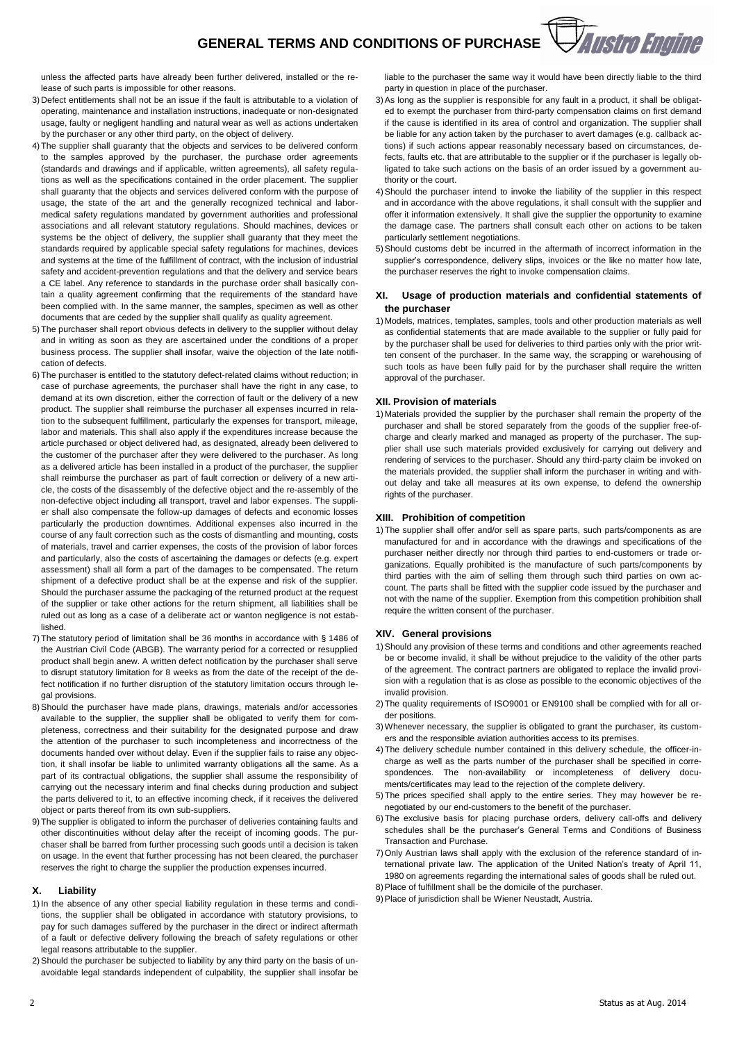unless the affected parts have already been further delivered, installed or the release of such parts is impossible for other reasons.

3) Defect entitlements shall not be an issue if the fault is attributable to a violation of operating, maintenance and installation instructions, inadequate or non-designated usage, faulty or negligent handling and natural wear as well as actions undertaken by the purchaser or any other third party, on the object of delivery.
4) The supplier shall guaranty that the objects and services to be delivered conform to the samples approved by the purchaser, the purchase order agreements (standards and drawings and if applicable, written agreements), all safety regulations as well as the specifications contained in the order placement. The supplier shall guaranty that the objects and services delivered conform with the purpose of usage, the state of the art and the generally recognized technical and labor-medical safety regulations mandated by government authorities and professional associations and all relevant statutory regulations. Should machines, devices or systems be the object of delivery, the supplier shall guaranty that they meet the standards required by applicable special safety regulations for machines, devices and systems at the time of the fulfillment of contract, with the inclusion of industrial safety and accident-prevention regulations and that the delivery and service bears a CE label. Any reference to standards in the purchase order shall basically contain a quality agreement confirming that the requirements of the standard have been complied with. In the same manner, the samples, specimen as well as other documents that are ceded by the supplier shall qualify as quality agreement.
5) The purchaser shall report obvious defects in delivery to the supplier without delay and in writing as soon as they are ascertained under the conditions of a proper business process. The supplier shall insofar, waive the objection of the late notification of defects.
6) The purchaser is entitled to the statutory defect-related claims without reduction; in case of purchase agreements, the purchaser shall have the right in any case, to demand at its own discretion, either the correction of fault or the delivery of a new product. The supplier shall reimburse the purchaser all expenses incurred in relation to the subsequent fulfillment, particularly the expenses for transport, mileage, labor and materials. This shall also apply if the expenditures increase because the article purchased or object delivered had, as designated, already been delivered to the customer of the purchaser after they were delivered to the purchaser. As long as a delivered article has been installed in a product of the purchaser, the supplier shall reimburse the purchaser as part of fault correction or delivery of a new article, the costs of the disassembly of the defective object and the re-assembly of the non-defective object including all transport, travel and labor expenses. The supplier shall also compensate the follow-up damages of defects and economic losses particularly the production downtimes. Additional expenses also incurred in the course of any fault correction such as the costs of dismantling and mounting, costs of materials, travel and carrier expenses, the costs of the provision of labor forces and particularly, also the costs of ascertaining the damages or defects (e.g. expert assessment) shall all form a part of the damages to be compensated. The return shipment of a defective product shall be at the expense and risk of the supplier. Should the purchaser assume the packaging of the returned product at the request of the supplier or take other actions for the return shipment, all liabilities shall be ruled out as long as a case of a deliberate act or wanton negligence is not established.
7) The statutory period of limitation shall be 36 months in accordance with § 1486 of the Austrian Civil Code (ABGB). The warranty period for a corrected or resupplied product shall begin anew. A written defect notification by the purchaser shall serve to disrupt statutory limitation for 8 weeks as from the date of the receipt of the defect notification if no further disruption of the statutory limitation occurs through legal provisions.
8) Should the purchaser have made plans, drawings, materials and/or accessories available to the supplier, the supplier shall be obligated to verify them for completeness, correctness and their suitability for the designated purpose and draw the attention of the purchaser to such incompleteness and incorrectness of the documents handed over without delay. Even if the supplier fails to raise any objection, it shall insofar be liable to unlimited warranty obligations all the same. As a part of its contractual obligations, the supplier shall assume the responsibility of carrying out the necessary interim and final checks during production and subject the parts delivered to it, to an effective incoming check, if it receives the delivered object or parts thereof from its own sub-suppliers.
9) The supplier is obligated to inform the purchaser of deliveries containing faults and other discontinuities without delay after the receipt of incoming goods. The purchaser shall be barred from further processing such goods until a decision is taken on usage. In the event that further processing has not been cleared, the purchaser reserves the right to charge the supplier the production expenses incurred.

## X. Liability

1) In the absence of any other special liability regulation in these terms and conditions, the supplier shall be obligated in accordance with statutory provisions, to pay for such damages suffered by the purchaser in the direct or indirect aftermath of a fault or defective delivery following the breach of safety regulations or other legal reasons attributable to the supplier.
2) Should the purchaser be subjected to liability by any third party on the basis of unavoidable legal standards independent of culpability, the supplier shall insofar be liable to the purchaser the same way it would have been directly liable to the third party in question in place of the purchaser.
3) As long as the supplier is responsible for any fault in a product, it shall be obligated to exempt the purchaser from third-party compensation claims on first demand if the cause is identified in its area of control and organization. The supplier shall be liable for any action taken by the purchaser to avert damages (e.g. callback actions) if such actions appear reasonably necessary based on circumstances, defects, faults etc. that are attributable to the supplier or if the purchaser is legally obligated to take such actions on the basis of an order issued by a government authority or the court.
4) Should the purchaser intend to invoke the liability of the supplier in this respect and in accordance with the above regulations, it shall consult with the supplier and offer it information extensively. It shall give the supplier the opportunity to examine the damage case. The partners shall consult each other on actions to be taken particularly settlement negotiations.
5) Should customs debt be incurred in the aftermath of incorrect information in the supplier's correspondence, delivery slips, invoices or the like no matter how late, the purchaser reserves the right to invoke compensation claims.

## XI. Usage of production materials and confidential statements of the purchaser

1) Models, matrices, templates, samples, tools and other production materials as well as confidential statements that are made available to the supplier or fully paid for by the purchaser shall be used for deliveries to third parties only with the prior written consent of the purchaser. In the same way, the scrapping or warehousing of such tools as have been fully paid for by the purchaser shall require the written approval of the purchaser.

## XII. Provision of materials

1) Materials provided the supplier by the purchaser shall remain the property of the purchaser and shall be stored separately from the goods of the supplier free-of-charge and clearly marked and managed as property of the purchaser. The supplier shall use such materials provided exclusively for carrying out delivery and rendering of services to the purchaser. Should any third-party claim be invoked on the materials provided, the supplier shall inform the purchaser in writing and without delay and take all measures at its own expense, to defend the ownership rights of the purchaser.

## XIII. Prohibition of competition

1) The supplier shall offer and/or sell as spare parts, such parts/components as are manufactured for and in accordance with the drawings and specifications of the purchaser neither directly nor through third parties to end-customers or trade organizations. Equally prohibited is the manufacture of such parts/components by third parties with the aim of selling them through such third parties on own account. The parts shall be fitted with the supplier code issued by the purchaser and not with the name of the supplier. Exemption from this competition prohibition shall require the written consent of the purchaser.

## XIV. General provisions

1) Should any provision of these terms and conditions and other agreements reached be or become invalid, it shall be without prejudice to the validity of the other parts of the agreement. The contract partners are obligated to replace the invalid provision with a regulation that is as close as possible to the economic objectives of the invalid provision.
2) The quality requirements of ISO9001 or EN9100 shall be complied with for all order positions.
3) Whenever necessary, the supplier is obligated to grant the purchaser, its customers and the responsible aviation authorities access to its premises.
4) The delivery schedule number contained in this delivery schedule, the officer-in-charge as well as the parts number of the purchaser shall be specified in correspondences. The non-availability or incompleteness of delivery documents/certificates may lead to the rejection of the complete delivery.
5) The prices specified shall apply to the entire series. They may however be renegotiated by our end-customers to the benefit of the purchaser.
6) The exclusive basis for placing purchase orders, delivery call-offs and delivery schedules shall be the purchaser's General Terms and Conditions of Business Transaction and Purchase.
7) Only Austrian laws shall apply with the exclusion of the reference standard of international private law. The application of the United Nation's treaty of April 11, 1980 on agreements regarding the international sales of goods shall be ruled out.
8) Place of fulfillment shall be the domicile of the purchaser.
9) Place of jurisdiction shall be Wiener Neustadt, Austria.